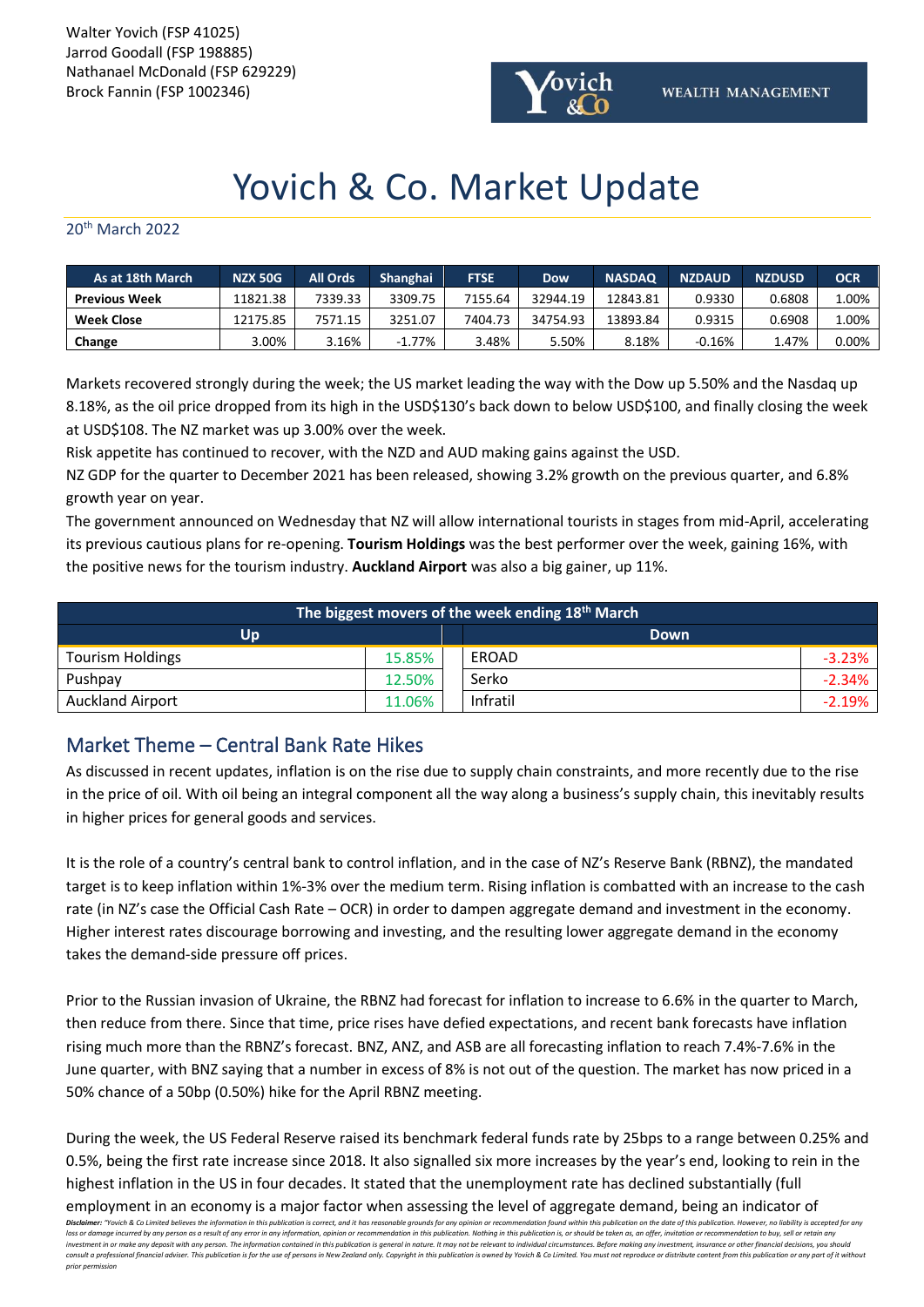Walter Yovich (FSP 41025)
Jarrod Goodall (FSP 198885)
Nathanael McDonald (FSP 629229)
Brock Fannin (FSP 1002346)

Yovich & Co WEALTH MANAGEMENT

# Yovich & Co. Market Update

20th March 2022

| As at 18th March | NZX 50G | All Ords | Shanghai | FTSE | Dow | NASDAQ | NZDAUD | NZDUSD | OCR |
|---|---|---|---|---|---|---|---|---|---|
| **Previous Week** | 11821.38 | 7339.33 | 3309.75 | 7155.64 | 32944.19 | 12843.81 | 0.9330 | 0.6808 | 1.00% |
| **Week Close** | 12175.85 | 7571.15 | 3251.07 | 7404.73 | 34754.93 | 13893.84 | 0.9315 | 0.6908 | 1.00% |
| **Change** | 3.00% | 3.16% | -1.77% | 3.48% | 5.50% | 8.18% | -0.16% | 1.47% | 0.00% |

Markets recovered strongly during the week; the US market leading the way with the Dow up 5.50% and the Nasdaq up 8.18%, as the oil price dropped from its high in the USD$130's back down to below USD$100, and finally closing the week at USD$108. The NZ market was up 3.00% over the week.

Risk appetite has continued to recover, with the NZD and AUD making gains against the USD.

NZ GDP for the quarter to December 2021 has been released, showing 3.2% growth on the previous quarter, and 6.8% growth year on year.

The government announced on Wednesday that NZ will allow international tourists in stages from mid-April, accelerating its previous cautious plans for re-opening. **Tourism Holdings** was the best performer over the week, gaining 16%, with the positive news for the tourism industry. **Auckland Airport** was also a big gainer, up 11%.

| The biggest movers of the week ending 18th March | | | |
|---|---|---|---|
| **Up** | | **Down** | |
| Tourism Holdings | 15.85% | EROAD | -3.23% |
| Pushpay | 12.50% | Serko | -2.34% |
| Auckland Airport | 11.06% | Infratil | -2.19% |

## Market Theme – Central Bank Rate Hikes

As discussed in recent updates, inflation is on the rise due to supply chain constraints, and more recently due to the rise in the price of oil. With oil being an integral component all the way along a business's supply chain, this inevitably results in higher prices for general goods and services.

It is the role of a country's central bank to control inflation, and in the case of NZ's Reserve Bank (RBNZ), the mandated target is to keep inflation within 1%-3% over the medium term. Rising inflation is combatted with an increase to the cash rate (in NZ's case the Official Cash Rate – OCR) in order to dampen aggregate demand and investment in the economy. Higher interest rates discourage borrowing and investing, and the resulting lower aggregate demand in the economy takes the demand-side pressure off prices.

Prior to the Russian invasion of Ukraine, the RBNZ had forecast for inflation to increase to 6.6% in the quarter to March, then reduce from there. Since that time, price rises have defied expectations, and recent bank forecasts have inflation rising much more than the RBNZ's forecast. BNZ, ANZ, and ASB are all forecasting inflation to reach 7.4%-7.6% in the June quarter, with BNZ saying that a number in excess of 8% is not out of the question. The market has now priced in a 50% chance of a 50bp (0.50%) hike for the April RBNZ meeting.

During the week, the US Federal Reserve raised its benchmark federal funds rate by 25bps to a range between 0.25% and 0.5%, being the first rate increase since 2018. It also signalled six more increases by the year's end, looking to rein in the highest inflation in the US in four decades. It stated that the unemployment rate has declined substantially (full employment in an economy is a major factor when assessing the level of aggregate demand, being an indicator of

*Disclaimer: "Yovich & Co Limited believes the information in this publication is correct, and it has reasonable grounds for any opinion or recommendation found within this publication on the date of this publication. However, no liability is accepted for any loss or damage incurred by any person as a result of any error in any information, opinion or recommendation in this publication. Nothing in this publication is, or should be taken as, an offer, invitation or recommendation to buy, sell or retain any investment in or make any deposit with any person. The information contained in this publication is general in nature. It may not be relevant to individual circumstances. Before making any investment, insurance or other financial decisions, you should consult a professional financial adviser. This publication is for the use of persons in New Zealand only. Copyright in this publication is owned by Yovich & Co Limited. You must not reproduce or distribute content from this publication or any part of it without prior permission*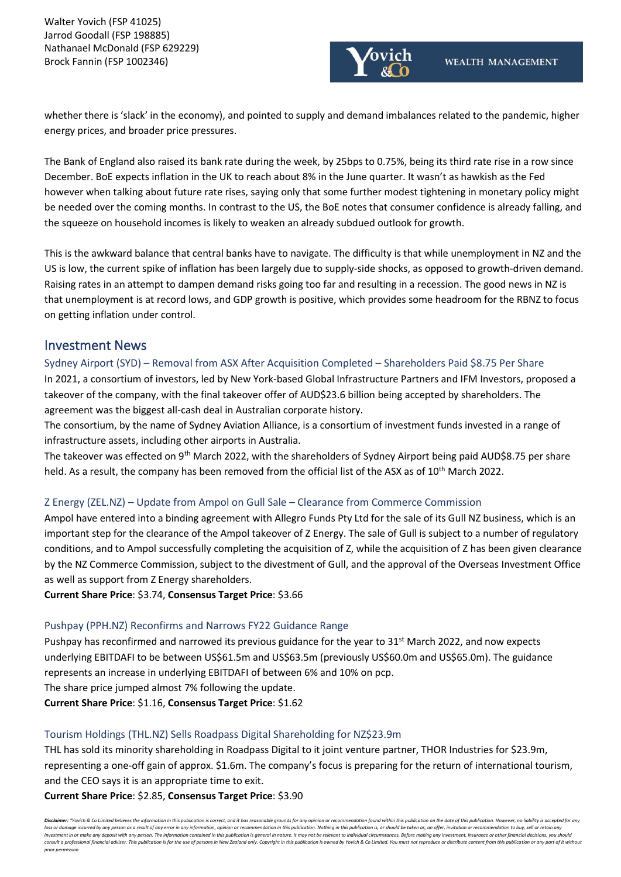whether there is 'slack' in the economy), and pointed to supply and demand imbalances related to the pandemic, higher energy prices, and broader price pressures.

The Bank of England also raised its bank rate during the week, by 25bps to 0.75%, being its third rate rise in a row since December. BoE expects inflation in the UK to reach about 8% in the June quarter. It wasn't as hawkish as the Fed however when talking about future rate rises, saying only that some further modest tightening in monetary policy might be needed over the coming months. In contrast to the US, the BoE notes that consumer confidence is already falling, and the squeeze on household incomes is likely to weaken an already subdued outlook for growth.

This is the awkward balance that central banks have to navigate. The difficulty is that while unemployment in NZ and the US is low, the current spike of inflation has been largely due to supply-side shocks, as opposed to growth-driven demand. Raising rates in an attempt to dampen demand risks going too far and resulting in a recession. The good news in NZ is that unemployment is at record lows, and GDP growth is positive, which provides some headroom for the RBNZ to focus on getting inflation under control.

## Investment News

### Sydney Airport (SYD) – Removal from ASX After Acquisition Completed – Shareholders Paid $8.75 Per Share

In 2021, a consortium of investors, led by New York-based Global Infrastructure Partners and IFM Investors, proposed a takeover of the company, with the final takeover offer of AUD$23.6 billion being accepted by shareholders. The agreement was the biggest all-cash deal in Australian corporate history.

The consortium, by the name of Sydney Aviation Alliance, is a consortium of investment funds invested in a range of infrastructure assets, including other airports in Australia.

The takeover was effected on 9th March 2022, with the shareholders of Sydney Airport being paid AUD$8.75 per share held. As a result, the company has been removed from the official list of the ASX as of 10th March 2022.

### Z Energy (ZEL.NZ) – Update from Ampol on Gull Sale – Clearance from Commerce Commission

Ampol have entered into a binding agreement with Allegro Funds Pty Ltd for the sale of its Gull NZ business, which is an important step for the clearance of the Ampol takeover of Z Energy. The sale of Gull is subject to a number of regulatory conditions, and to Ampol successfully completing the acquisition of Z, while the acquisition of Z has been given clearance by the NZ Commerce Commission, subject to the divestment of Gull, and the approval of the Overseas Investment Office as well as support from Z Energy shareholders.

**Current Share Price**: $3.74, **Consensus Target Price**: $3.66

### Pushpay (PPH.NZ) Reconfirms and Narrows FY22 Guidance Range

Pushpay has reconfirmed and narrowed its previous guidance for the year to 31st March 2022, and now expects underlying EBITDAFI to be between US$61.5m and US$63.5m (previously US$60.0m and US$65.0m). The guidance represents an increase in underlying EBITDAFI of between 6% and 10% on pcp.

The share price jumped almost 7% following the update.

**Current Share Price**: $1.16, **Consensus Target Price**: $1.62

### Tourism Holdings (THL.NZ) Sells Roadpass Digital Shareholding for NZ$23.9m

THL has sold its minority shareholding in Roadpass Digital to it joint venture partner, THOR Industries for $23.9m, representing a one-off gain of approx. $1.6m. The company's focus is preparing for the return of international tourism, and the CEO says it is an appropriate time to exit.

**Current Share Price**: $2.85, **Consensus Target Price**: $3.90

*Disclaimer: "Yovich & Co Limited believes the information in this publication is correct, and it has reasonable grounds for any opinion or recommendation found within this publication on the date of this publication. However, no liability is accepted for any loss or damage incurred by any person as a result of any error in any information, opinion or recommendation in this publication. Nothing in this publication is, or should be taken as, an offer, invitation or recommendation to buy, sell or retain any investment in or make any deposit with any person. The information contained in this publication is general in nature. It may not be relevant to individual circumstances. Before making any investment, insurance or other financial decisions, you should consult a professional financial adviser. This publication is for the use of persons in New Zealand only. Copyright in this publication is owned by Yovich & Co Limited. You must not reproduce or distribute content from this publication or any part of it without prior permission*